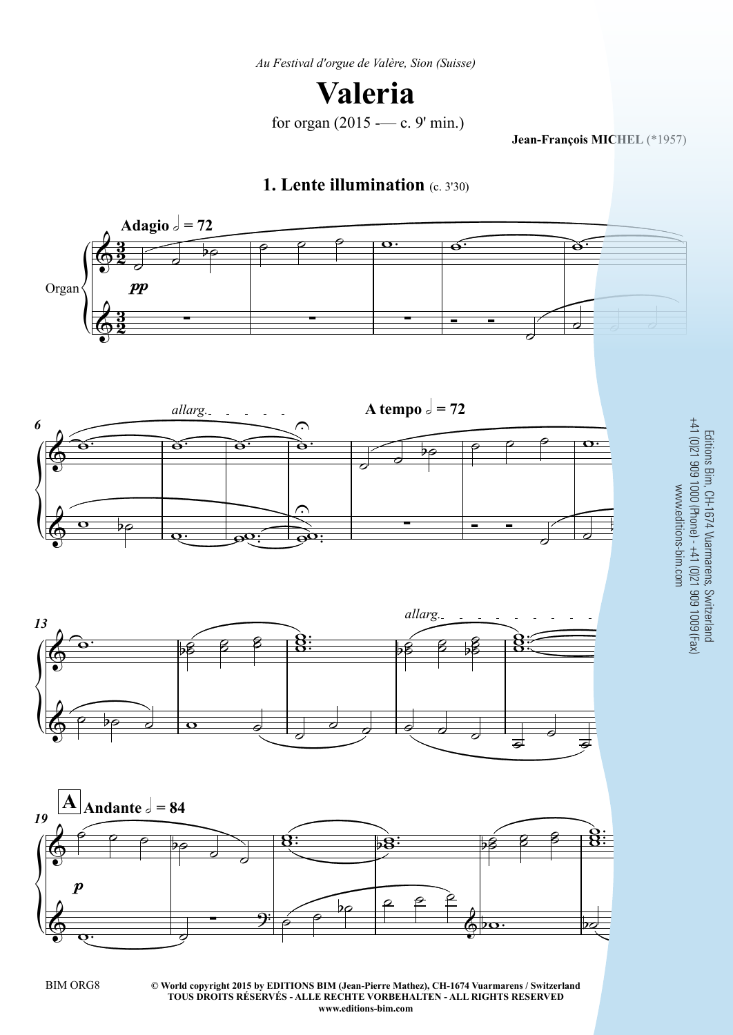*Au Festival d'orgue de Valère, Sion (Suisse)*

# Valeria

for organ (2015 -— c. 9' min.)

**Jean-François MICHEL** (*1957)

## 1. Lente illumination (c. 3'30)

Editions Bim, CH-1674 Vuarmarens, Switzerland
+41 (0)21 909 1000 (Phone) - +41 (0)21 909 1009 (Fax)
www.editions-bim.com

BIM ORG8

**© World copyright 2015 by EDITIONS BIM (Jean-Pierre Mathez), CH-1674 Vuarmarens / Switzerland**
**TOUS DROITS RÉSERVÉS - ALLE RECHTE VORBEHALTEN - ALL RIGHTS RESERVED**
**www.editions-bim.com**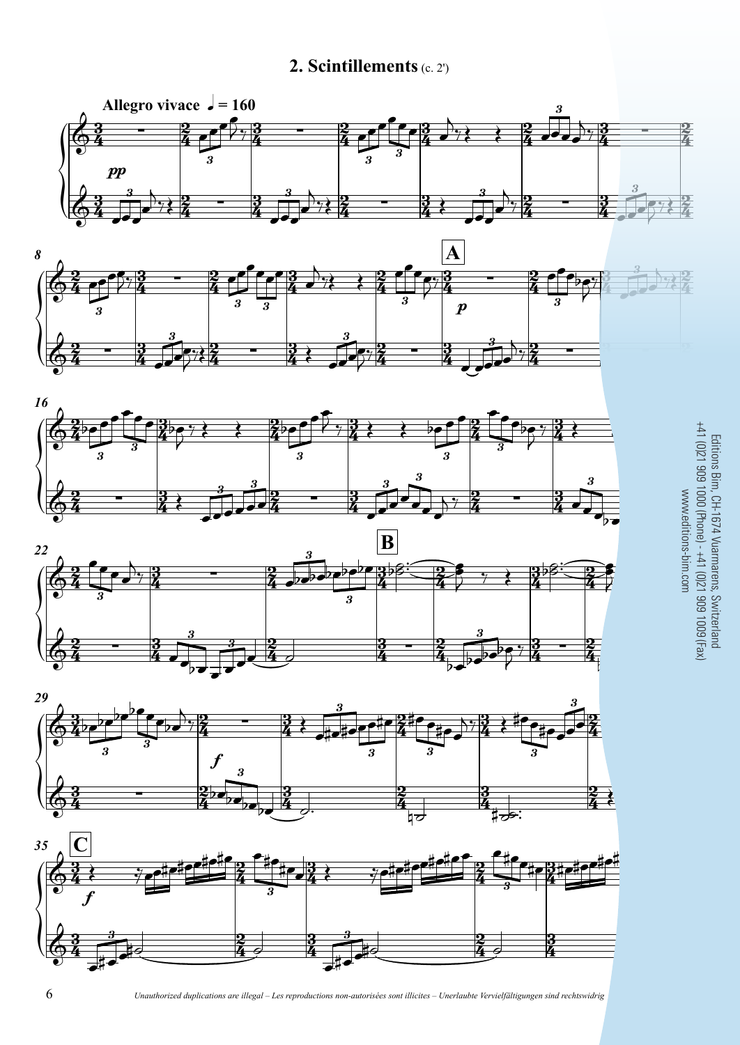## 2. Scintillements (c. 2')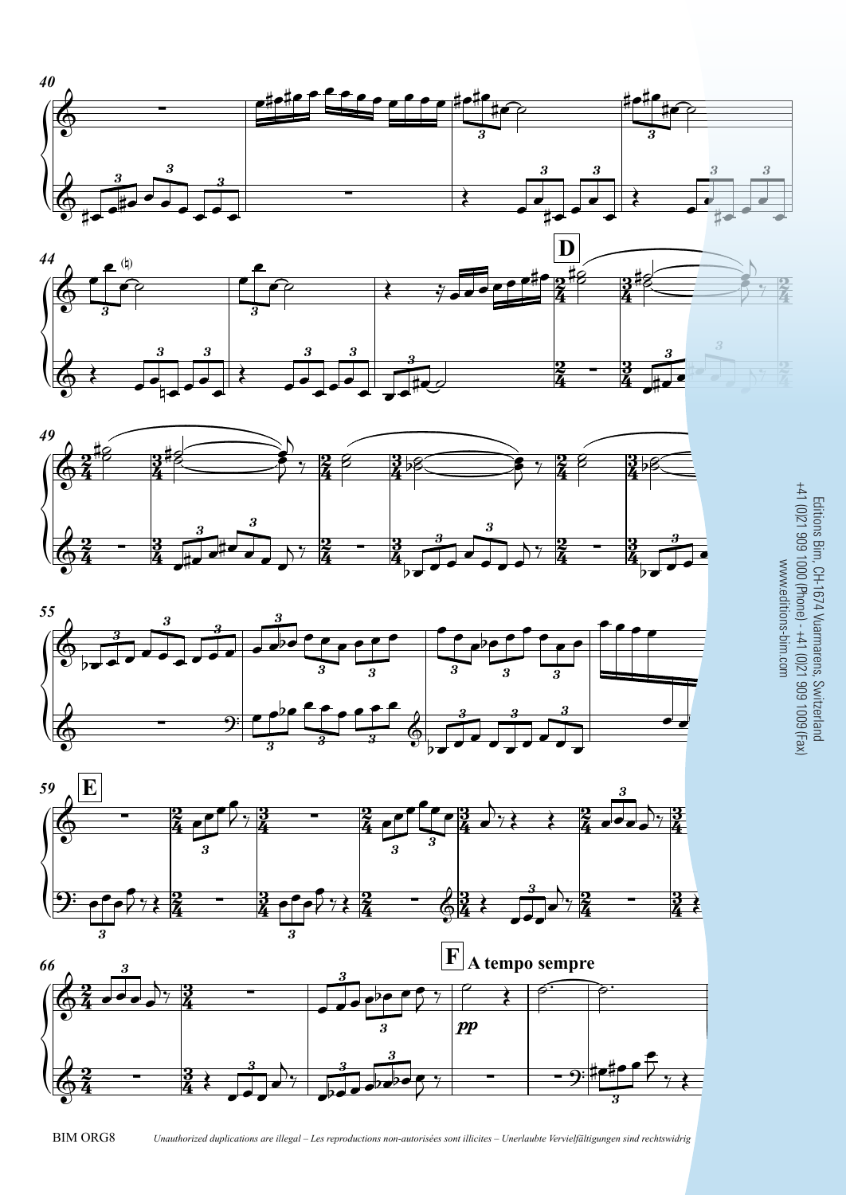**D**

**E**

**F A tempo sempre**

*pp*

Editions Bim, CH-1674 Vuarmarens, Switzerland
+41 (0)21 909 1000 (Phone) - +41 (0)21 909 1009 (Fax)
www.editions-bim.com

BIM ORG8

*Unauthorized duplications are illegal – Les reproductions non-autorisées sont illicites – Unerlaubte Vervielfältigungen sind rechtswidrig*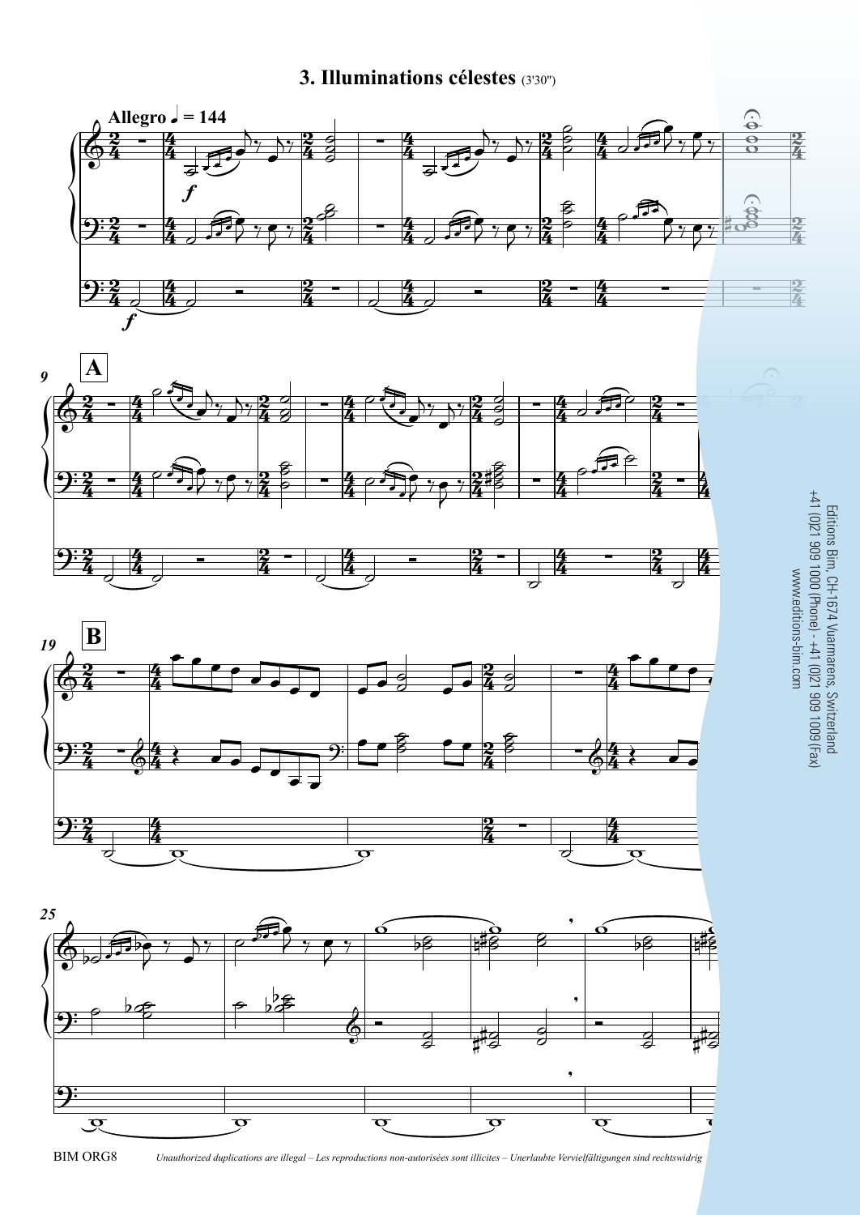## 3. Illuminations célestes (3'30")

Allegro ♩ = 144

Editions Bim, CH-1674 Vuarmarens, Switzerland
+41 (0)21 909 1000 (Phone) - +41 (0)21 909 1009 (Fax)
www.editions-bim.com

BIM ORG8

*Unauthorized duplications are illegal – Les reproductions non-autorisées sont illicites – Unerlaubte Vervielfältigungen sind rechtswidrig*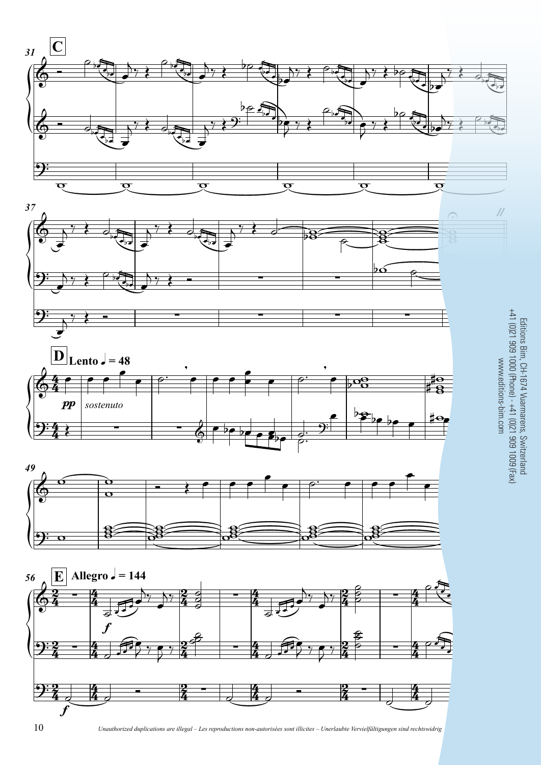**C**

**D** **Lento** ♩ = 48

*pp* *sostenuto*

**E** **Allegro** ♩ = 144

*f*